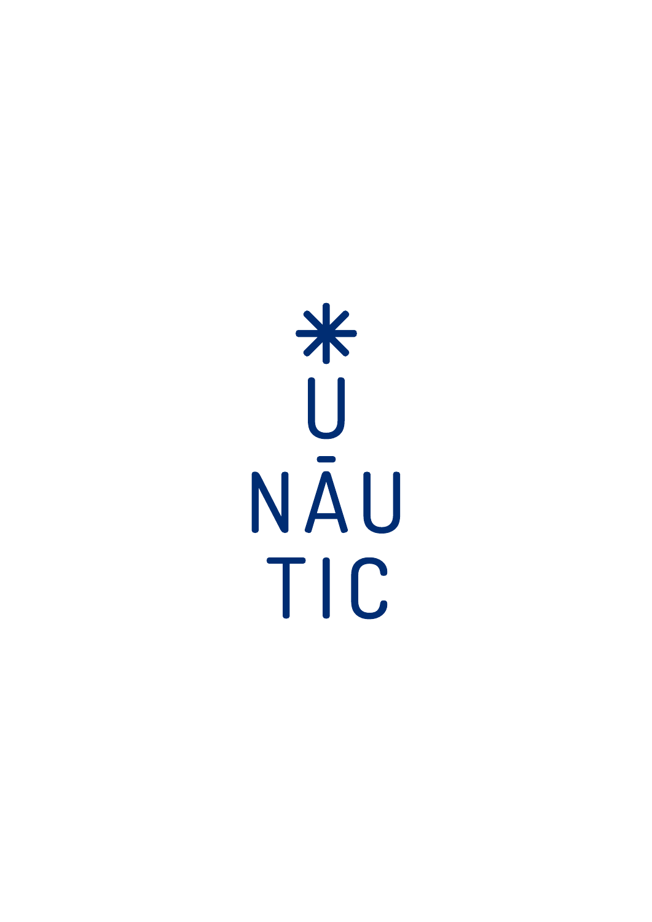*

U

NĀU

TIC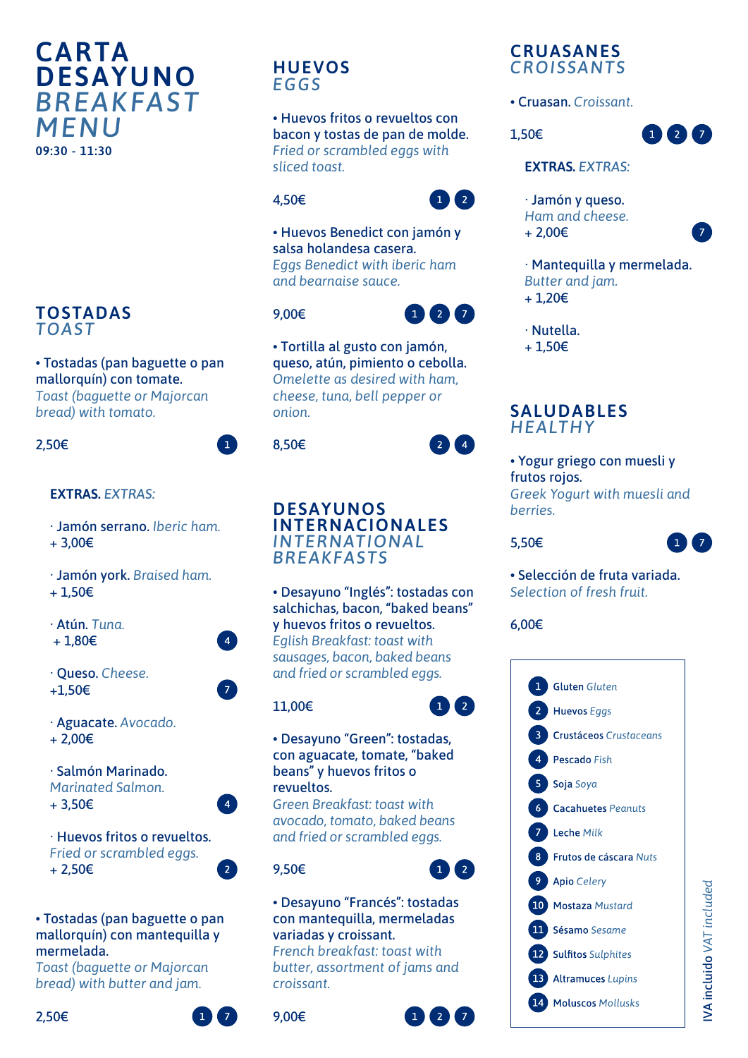# CARTA DESAYUNO

# *BREAKFAST MENU*

**09:30 - 11:30**

## TOSTADAS
## *TOAST*

• Tostadas (pan baguette o pan mallorquín) con tomate.
*Toast (baguette or Majorcan bread) with tomato.*

2,50€ — 1

**EXTRAS.** *EXTRAS:*

· Jamón serrano. *Iberic ham.*
+ 3,00€

· Jamón york. *Braised ham.*
+ 1,50€

· Atún. *Tuna.*
+ 1,80€ — 4

· Queso. *Cheese.*
+1,50€ — 7

· Aguacate. *Avocado.*
+ 2,00€

· Salmón Marinado.
*Marinated Salmon.*
+ 3,50€ — 4

· Huevos fritos o revueltos.
*Fried or scrambled eggs.*
+ 2,50€ — 2

• Tostadas (pan baguette o pan mallorquín) con mantequilla y mermelada.
*Toast (baguette or Majorcan bread) with butter and jam.*

2,50€ — 1 7

## HUEVOS
## *EGGS*

• Huevos fritos o revueltos con bacon y tostas de pan de molde.
*Fried or scrambled eggs with sliced toast.*

4,50€ — 1 2

• Huevos Benedict con jamón y salsa holandesa casera.
*Eggs Benedict with iberic ham and bearnaise sauce.*

9,00€ — 1 2 7

• Tortilla al gusto con jamón, queso, atún, pimiento o cebolla.
*Omelette as desired with ham, cheese, tuna, bell pepper or onion.*

8,50€ — 2 4

## DESAYUNOS INTERNACIONALES
## *INTERNATIONAL BREAKFASTS*

• Desayuno "Inglés": tostadas con salchichas, bacon, "baked beans" y huevos fritos o revueltos.
*Eglish Breakfast: toast with sausages, bacon, baked beans and fried or scrambled eggs.*

11,00€ — 1 2

• Desayuno "Green": tostadas, con aguacate, tomate, "baked beans" y huevos fritos o revueltos.
*Green Breakfast: toast with avocado, tomato, baked beans and fried or scrambled eggs.*

9,50€ — 1 2

• Desayuno "Francés": tostadas con mantequilla, mermeladas variadas y croissant.
*French breakfast: toast with butter, assortment of jams and croissant.*

9,00€ — 1 2 7

## CRUASANES
## *CROISSANTS*

• Cruasan. *Croissant.*

1,50€ — 1 2 7

**EXTRAS.** *EXTRAS:*

· Jamón y queso.
*Ham and cheese.*
+ 2,00€ — 7

· Mantequilla y mermelada.
*Butter and jam.*
+ 1,20€

· Nutella.
+ 1,50€

## SALUDABLES
## *HEALTHY*

• Yogur griego con muesli y frutos rojos.
*Greek Yogurt with muesli and berries.*

5,50€ — 1 7

• Selección de fruta variada.
*Selection of fresh fruit.*

6,00€

1. Gluten *Gluten*
2. Huevos *Eggs*
3. Crustáceos *Crustaceans*
4. Pescado *Fish*
5. Soja *Soya*
6. Cacahuetes *Peanuts*
7. Leche *Milk*
8. Frutos de cáscara *Nuts*
9. Apio *Celery*
10. Mostaza *Mustard*
11. Sésamo *Sesame*
12. Sulfitos *Sulphites*
13. Altramuces *Lupins*
14. Moluscos *Mollusks*

IVA incluido *VAT included*